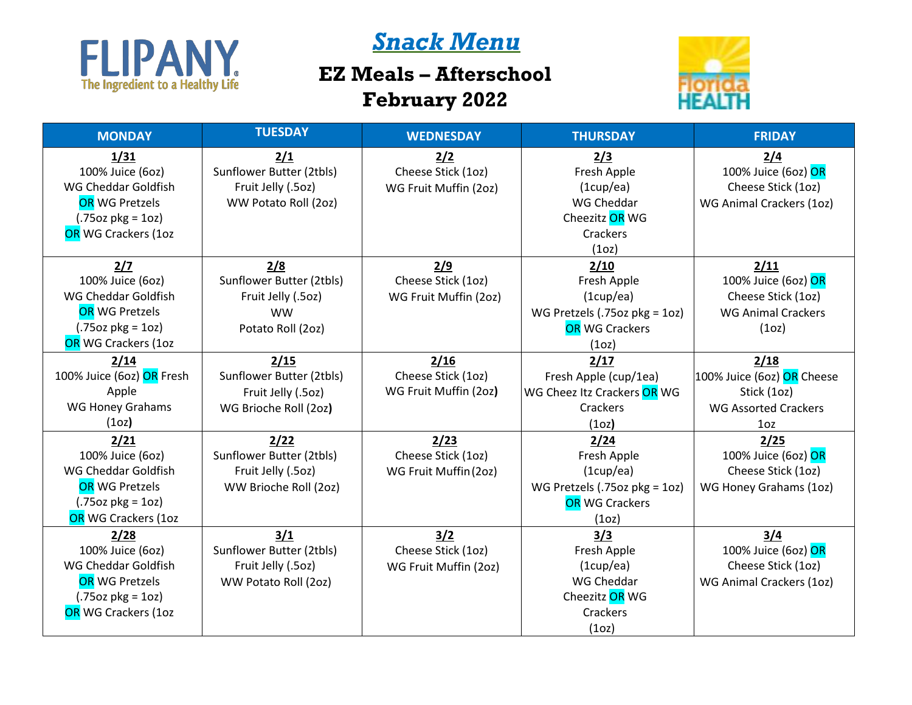# *Snack Menu*

## EZ Meals – Afterschool

## February 2022

| MONDAY | TUESDAY | WEDNESDAY | THURSDAY | FRIDAY |
|---|---|---|---|---|
| **1/31**<br>100% Juice (6oz)<br>WG Cheddar Goldfish<br>OR WG Pretzels<br>(.75oz pkg = 1oz)<br>OR WG Crackers (1oz | **2/1**<br>Sunflower Butter (2tbls)<br>Fruit Jelly (.5oz)<br>WW Potato Roll (2oz) | **2/2**<br>Cheese Stick (1oz)<br>WG Fruit Muffin (2oz) | **2/3**<br>Fresh Apple<br>(1cup/ea)<br>WG Cheddar<br>Cheezitz OR WG<br>Crackers<br>(1oz) | **2/4**<br>100% Juice (6oz) OR<br>Cheese Stick (1oz)<br>WG Animal Crackers (1oz) |
| **2/7**<br>100% Juice (6oz)<br>WG Cheddar Goldfish<br>OR WG Pretzels<br>(.75oz pkg = 1oz)<br>OR WG Crackers (1oz | **2/8**<br>Sunflower Butter (2tbls)<br>Fruit Jelly (.5oz)<br>WW<br>Potato Roll (2oz) | **2/9**<br>Cheese Stick (1oz)<br>WG Fruit Muffin (2oz) | **2/10**<br>Fresh Apple<br>(1cup/ea)<br>WG Pretzels (.75oz pkg = 1oz)<br>OR WG Crackers<br>(1oz) | **2/11**<br>100% Juice (6oz) OR<br>Cheese Stick (1oz)<br>WG Animal Crackers<br>(1oz) |
| **2/14**<br>100% Juice (6oz) OR Fresh<br>Apple<br>WG Honey Grahams<br>(1oz**)** | **2/15**<br>Sunflower Butter (2tbls)<br>Fruit Jelly (.5oz)<br>WG Brioche Roll (2oz**)** | **2/16**<br>Cheese Stick (1oz)<br>WG Fruit Muffin (2oz**)** | **2/17**<br>Fresh Apple (cup/1ea)<br>WG Cheez Itz Crackers OR WG<br>Crackers<br>(1oz**)** | **2/18**<br>100% Juice (6oz) OR Cheese<br>Stick (1oz)<br>WG Assorted Crackers<br>1oz |
| **2/21**<br>100% Juice (6oz)<br>WG Cheddar Goldfish<br>OR WG Pretzels<br>(.75oz pkg = 1oz)<br>OR WG Crackers (1oz | **2/22**<br>Sunflower Butter (2tbls)<br>Fruit Jelly (.5oz)<br>WW Brioche Roll (2oz) | **2/23**<br>Cheese Stick (1oz)<br>WG Fruit Muffin (2oz) | **2/24**<br>Fresh Apple<br>(1cup/ea)<br>WG Pretzels (.75oz pkg = 1oz)<br>OR WG Crackers<br>(1oz) | **2/25**<br>100% Juice (6oz) OR<br>Cheese Stick (1oz)<br>WG Honey Grahams (1oz) |
| **2/28**<br>100% Juice (6oz)<br>WG Cheddar Goldfish<br>OR WG Pretzels<br>(.75oz pkg = 1oz)<br>OR WG Crackers (1oz | **3/1**<br>Sunflower Butter (2tbls)<br>Fruit Jelly (.5oz)<br>WW Potato Roll (2oz) | **3/2**<br>Cheese Stick (1oz)<br>WG Fruit Muffin (2oz) | **3/3**<br>Fresh Apple<br>(1cup/ea)<br>WG Cheddar<br>Cheezitz OR WG<br>Crackers<br>(1oz) | **3/4**<br>100% Juice (6oz) OR<br>Cheese Stick (1oz)<br>WG Animal Crackers (1oz) |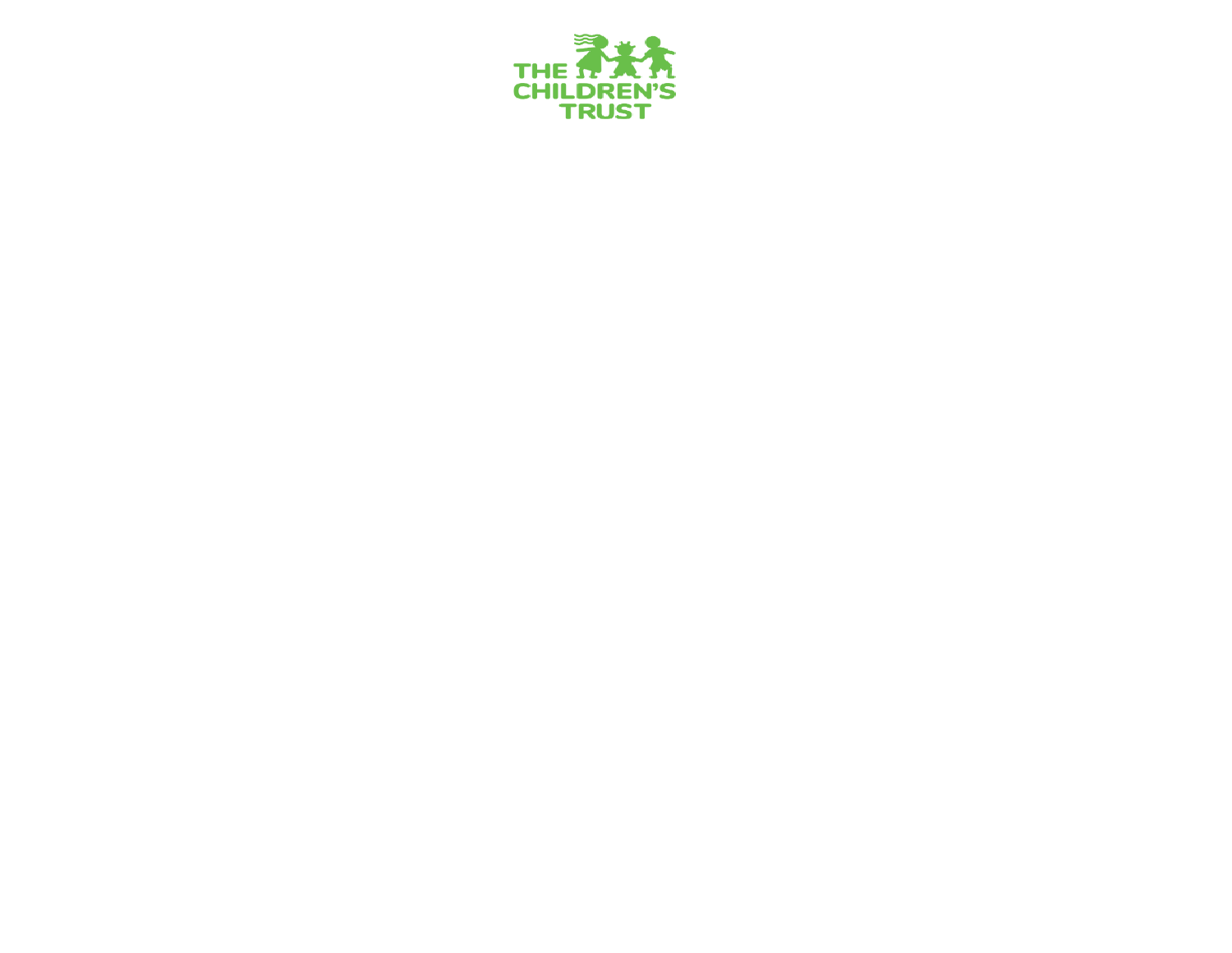THE CHILDREN'S TRUST